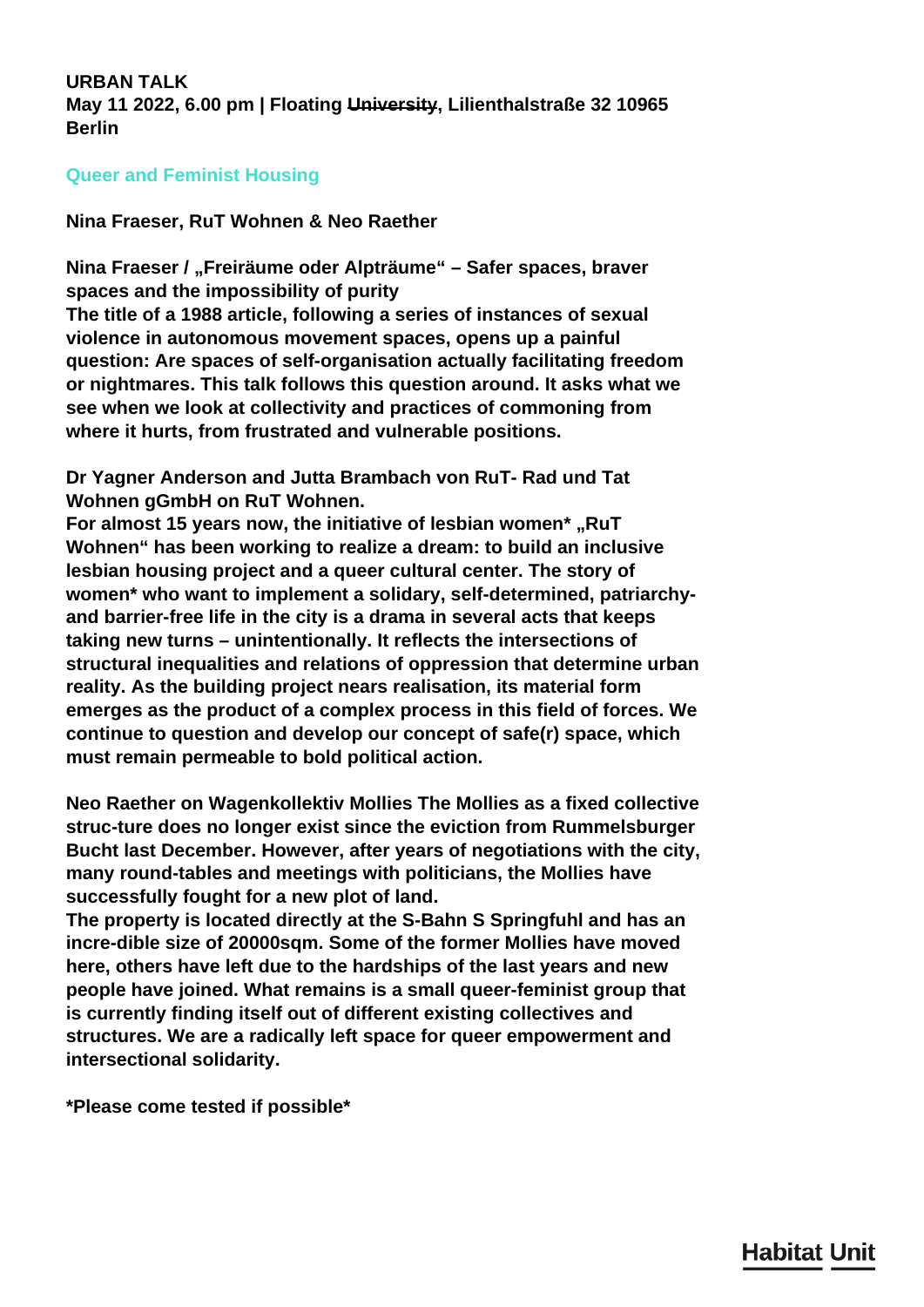**URBAN TALK**
**May 11 2022, 6.00 pm | Floating ~~University~~, Lilienthalstraße 32 10965 Berlin**

## Queer and Feminist Housing

**Nina Fraeser, RuT Wohnen & Neo Raether**

**Nina Fraeser / „Freiräume oder Alpträume" – Safer spaces, braver spaces and the impossibility of purity**
**The title of a 1988 article, following a series of instances of sexual violence in autonomous movement spaces, opens up a painful question: Are spaces of self-organisation actually facilitating freedom or nightmares. This talk follows this question around. It asks what we see when we look at collectivity and practices of commoning from where it hurts, from frustrated and vulnerable positions.**

**Dr Yagner Anderson and Jutta Brambach von RuT- Rad und Tat Wohnen gGmbH on RuT Wohnen.**
**For almost 15 years now, the initiative of lesbian women* „RuT Wohnen" has been working to realize a dream: to build an inclusive lesbian housing project and a queer cultural center. The story of women* who want to implement a solidary, self-determined, patriarchy- and barrier-free life in the city is a drama in several acts that keeps taking new turns – unintentionally. It reflects the intersections of structural inequalities and relations of oppression that determine urban reality. As the building project nears realisation, its material form emerges as the product of a complex process in this field of forces. We continue to question and develop our concept of safe(r) space, which must remain permeable to bold political action.**

**Neo Raether on Wagenkollektiv Mollies The Mollies as a fixed collective struc-ture does no longer exist since the eviction from Rummelsburger Bucht last December. However, after years of negotiations with the city, many round-tables and meetings with politicians, the Mollies have successfully fought for a new plot of land.**
**The property is located directly at the S-Bahn S Springfuhl and has an incre-dible size of 20000sqm. Some of the former Mollies have moved here, others have left due to the hardships of the last years and new people have joined. What remains is a small queer-feminist group that is currently finding itself out of different existing collectives and structures. We are a radically left space for queer empowerment and intersectional solidarity.**

***Please come tested if possible***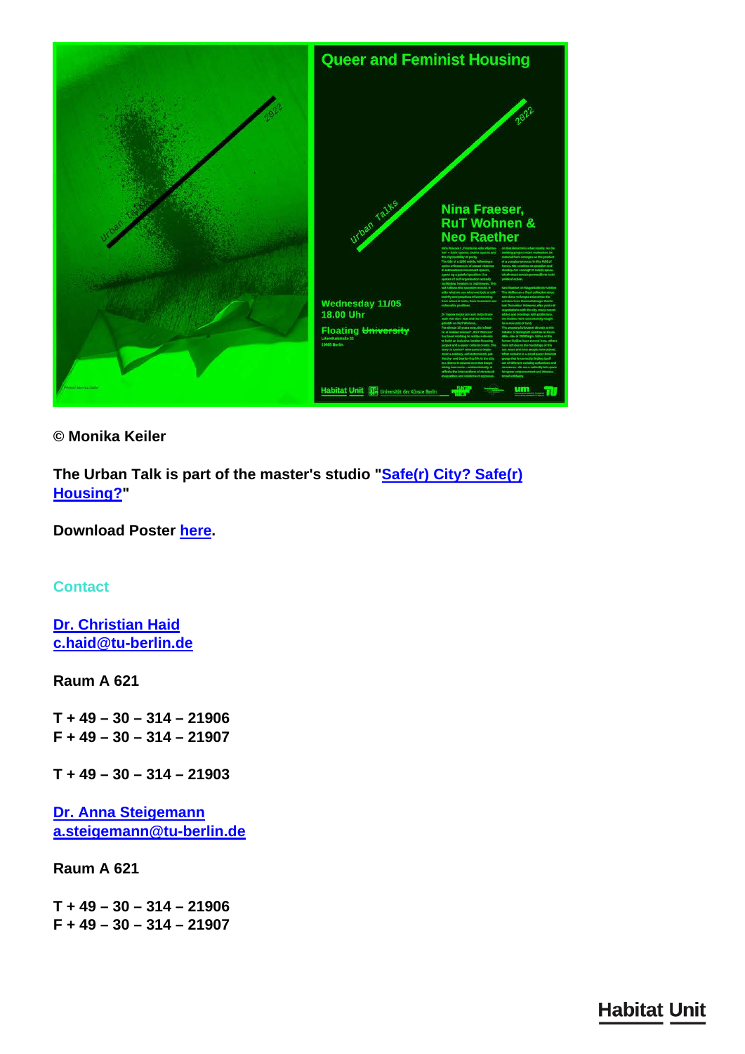© Monika Keiler

**The Urban Talk is part of the master's studio "[Safe(r) City? Safe(r) Housing?]"**

**Download Poster [here].**

## Contact

**Dr. Christian Haid**
**c.haid@tu-berlin.de**

**Raum A 621**

**T + 49 – 30 – 314 – 21906**
**F + 49 – 30 – 314 – 21907**

**T + 49 – 30 – 314 – 21903**

**Dr. Anna Steigemann**
**a.steigemann@tu-berlin.de**

**Raum A 621**

**T + 49 – 30 – 314 – 21906**
**F + 49 – 30 – 314 – 21907**